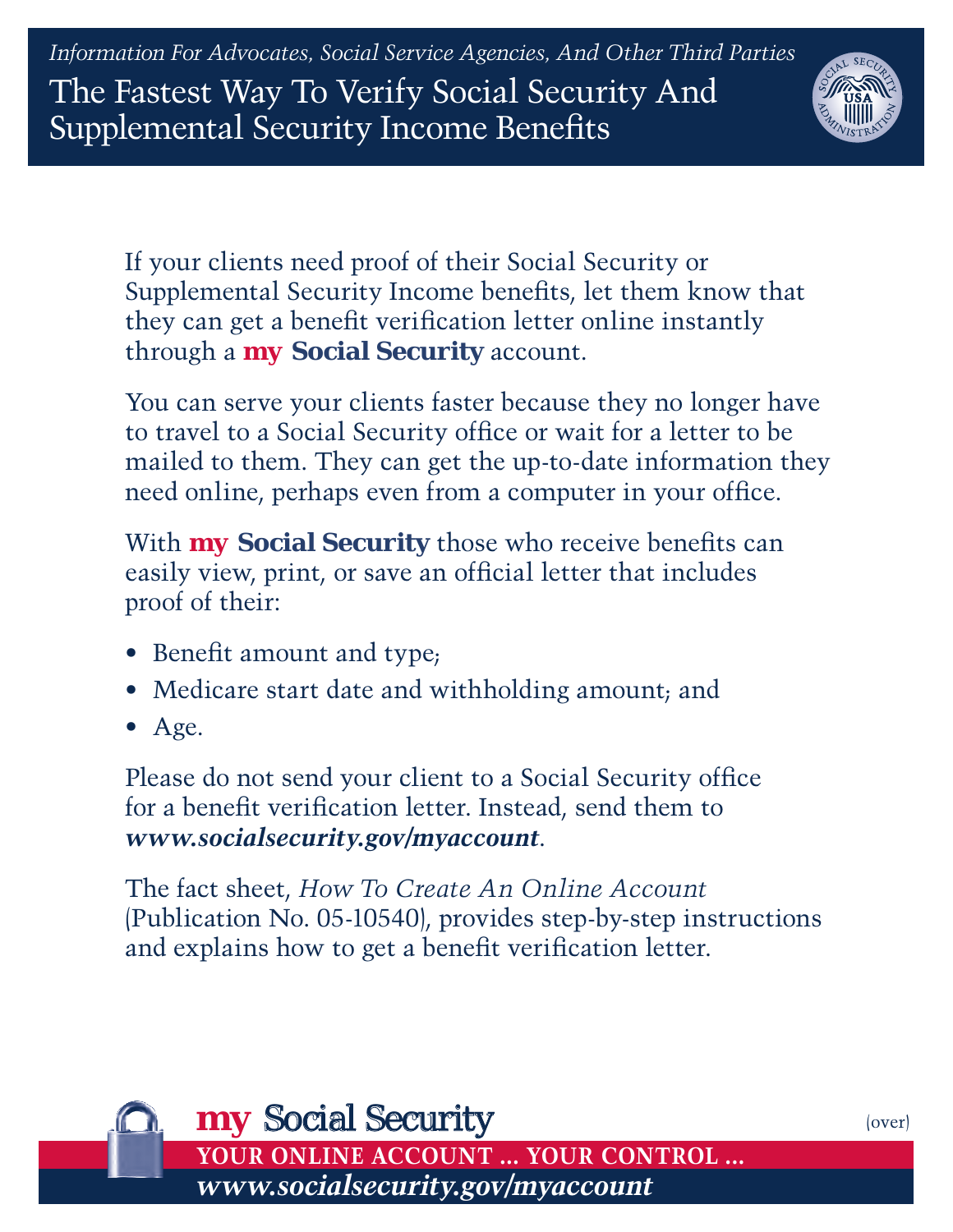*Information For Advocates, Social Service Agencies, And Other Third Parties*

# The Fastest Way To Verify Social Security And Supplemental Security Income Benefits

If your clients need proof of their Social Security or Supplemental Security Income benefits, let them know that they can get a benefit verification letter online instantly through a **my Social Security** account.

You can serve your clients faster because they no longer have to travel to a Social Security office or wait for a letter to be mailed to them. They can get the up-to-date information they need online, perhaps even from a computer in your office.

With **my Social Security** those who receive benefits can easily view, print, or save an official letter that includes proof of their:

- Benefit amount and type;
- Medicare start date and withholding amount; and
- Age.

Please do not send your client to a Social Security office for a benefit verification letter. Instead, send them to ***www.socialsecurity.gov/myaccount***.

The fact sheet, *How To Create An Online Account* (Publication No. 05-10540), provides step-by-step instructions and explains how to get a benefit verification letter.

**my Social Security**

**YOUR ONLINE ACCOUNT ... YOUR CONTROL ...**

***www.socialsecurity.gov/myaccount***

(over)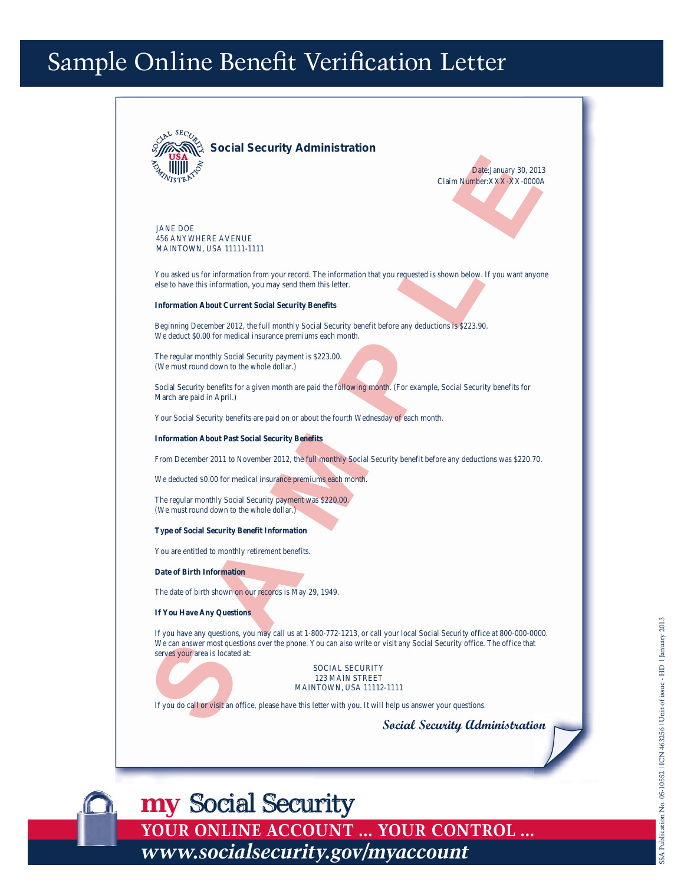# Sample Online Benefit Verification Letter

**Social Security Administration**

Date:January 30, 2013
Claim Number:XXX-XX-0000A

JANE DOE
456 ANYWHERE AVENUE
MAINTOWN, USA 11111-1111

You asked us for information from your record. The information that you requested is shown below. If you want anyone else to have this information, you may send them this letter.

**Information About Current Social Security Benefits**

Beginning December 2012, the full monthly Social Security benefit before any deductions is $223.90.
We deduct $0.00 for medical insurance premiums each month.

The regular monthly Social Security payment is $223.00.
(We must round down to the whole dollar.)

Social Security benefits for a given month are paid the following month. (For example, Social Security benefits for March are paid in April.)

Your Social Security benefits are paid on or about the fourth Wednesday of each month.

**Information About Past Social Security Benefits**

From December 2011 to November 2012, the full monthly Social Security benefit before any deductions was $220.70.

We deducted $0.00 for medical insurance premiums each month.

The regular monthly Social Security payment was $220.00.
(We must round down to the whole dollar.)

**Type of Social Security Benefit Information**

You are entitled to monthly retirement benefits.

**Date of Birth Information**

The date of birth shown on our records is May 29, 1949.

**If You Have Any Questions**

If you have any questions, you may call us at 1-800-772-1213, or call your local Social Security office at 800-000-0000. We can answer most questions over the phone. You can also write or visit any Social Security office. The office that serves your area is located at:

SOCIAL SECURITY
123 MAIN STREET
MAINTOWN, USA 11112-1111

If you do call or visit an office, please have this letter with you. It will help us answer your questions.

*Social Security Administration*

SAMPLE

**my Social Security**

**YOUR ONLINE ACCOUNT ... YOUR CONTROL ...**

***www.socialsecurity.gov/myaccount***

SSA Publication No. 05-10552 | ICN 463256 | Unit of issue - HD | January 2013